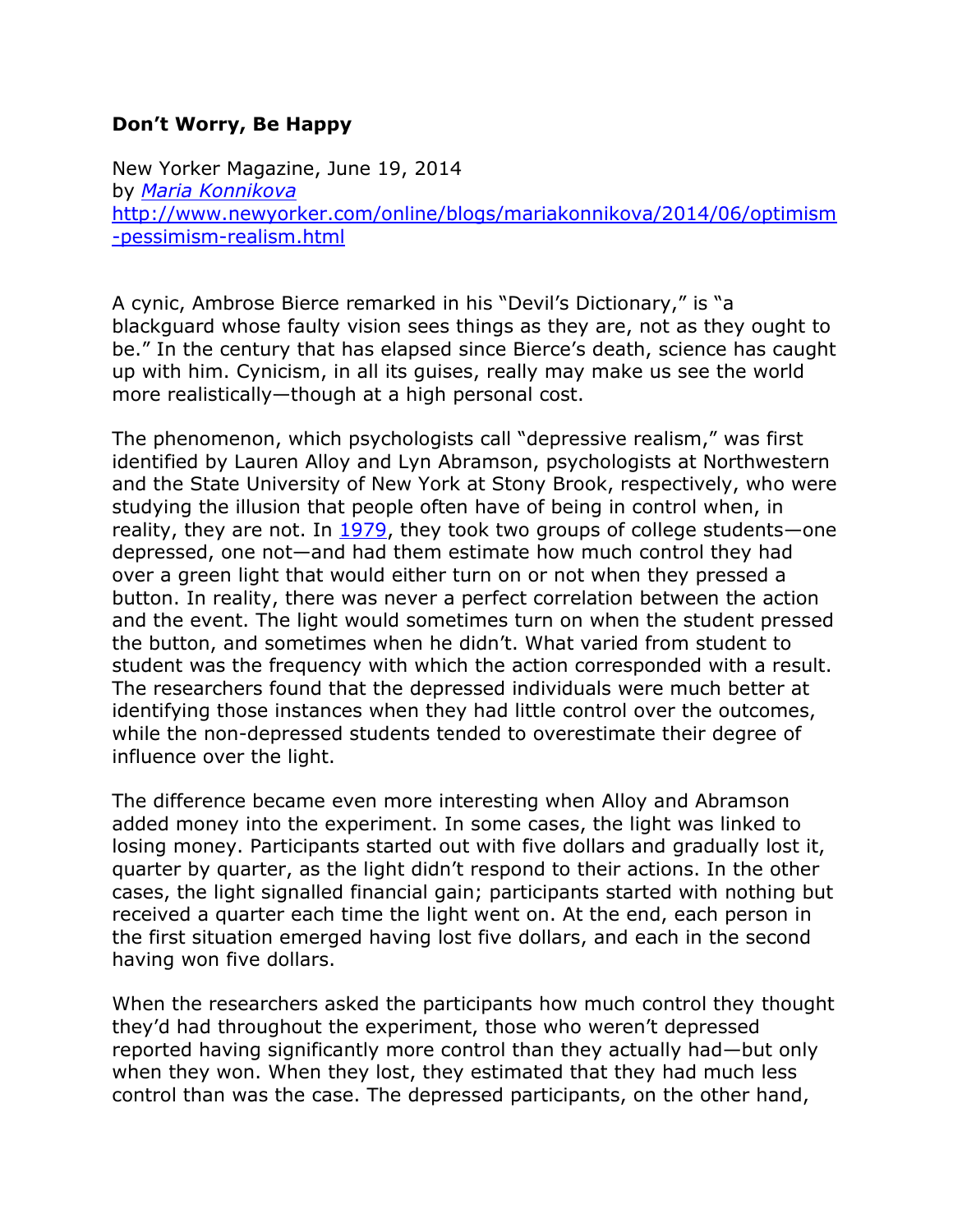**Don't Worry, Be Happy**

New Yorker Magazine, June 19, 2014
by *[Maria Konnikova](#)*
[http://www.newyorker.com/online/blogs/mariakonnikova/2014/06/optimism-pessimism-realism.html](http://www.newyorker.com/online/blogs/mariakonnikova/2014/06/optimism-pessimism-realism.html)

A cynic, Ambrose Bierce remarked in his "Devil's Dictionary," is "a blackguard whose faulty vision sees things as they are, not as they ought to be." In the century that has elapsed since Bierce's death, science has caught up with him. Cynicism, in all its guises, really may make us see the world more realistically—though at a high personal cost.

The phenomenon, which psychologists call "depressive realism," was first identified by Lauren Alloy and Lyn Abramson, psychologists at Northwestern and the State University of New York at Stony Brook, respectively, who were studying the illusion that people often have of being in control when, in reality, they are not. In [1979](#), they took two groups of college students—one depressed, one not—and had them estimate how much control they had over a green light that would either turn on or not when they pressed a button. In reality, there was never a perfect correlation between the action and the event. The light would sometimes turn on when the student pressed the button, and sometimes when he didn't. What varied from student to student was the frequency with which the action corresponded with a result. The researchers found that the depressed individuals were much better at identifying those instances when they had little control over the outcomes, while the non-depressed students tended to overestimate their degree of influence over the light.

The difference became even more interesting when Alloy and Abramson added money into the experiment. In some cases, the light was linked to losing money. Participants started out with five dollars and gradually lost it, quarter by quarter, as the light didn't respond to their actions. In the other cases, the light signalled financial gain; participants started with nothing but received a quarter each time the light went on. At the end, each person in the first situation emerged having lost five dollars, and each in the second having won five dollars.

When the researchers asked the participants how much control they thought they'd had throughout the experiment, those who weren't depressed reported having significantly more control than they actually had—but only when they won. When they lost, they estimated that they had much less control than was the case. The depressed participants, on the other hand,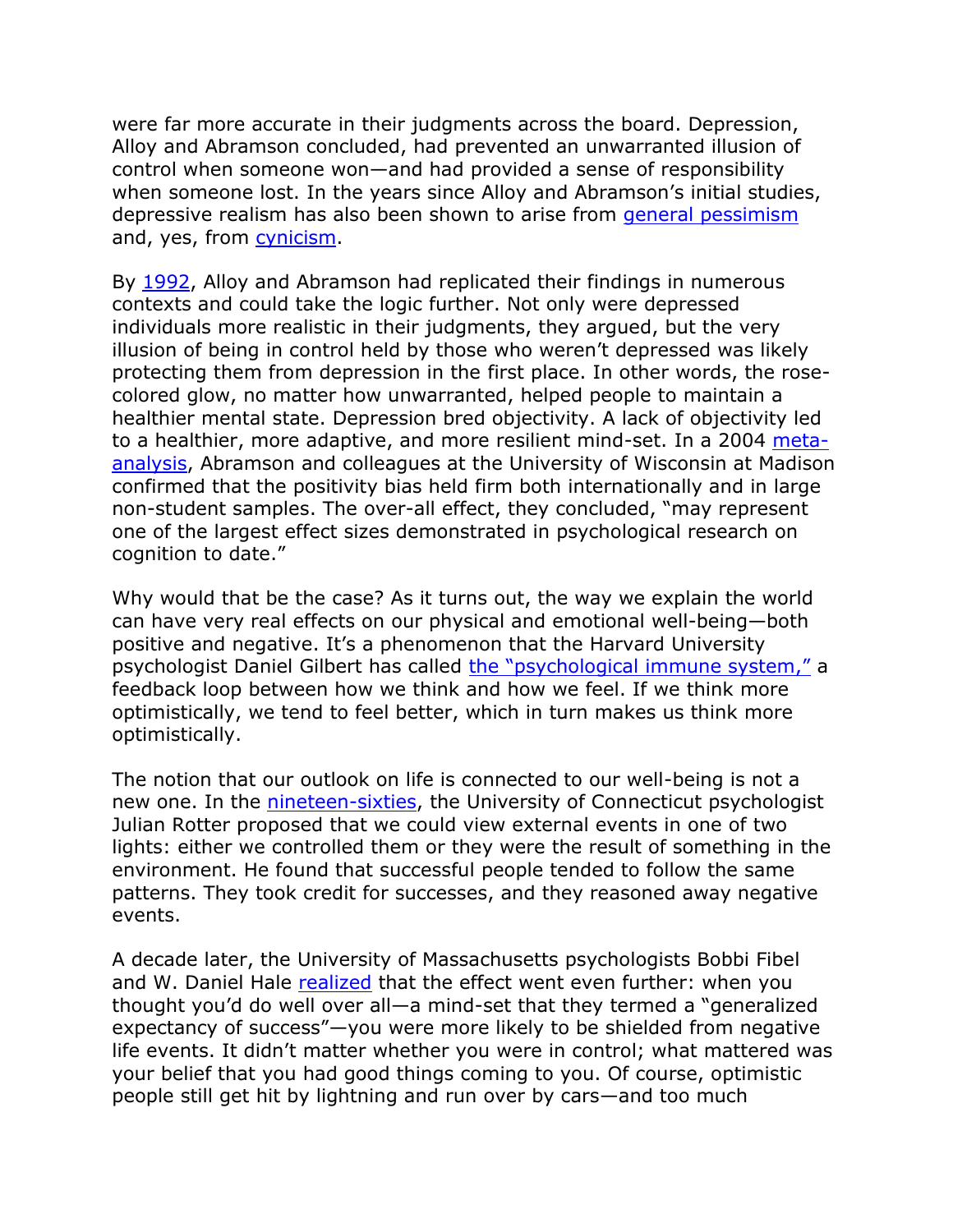were far more accurate in their judgments across the board. Depression, Alloy and Abramson concluded, had prevented an unwarranted illusion of control when someone won—and had provided a sense of responsibility when someone lost. In the years since Alloy and Abramson's initial studies, depressive realism has also been shown to arise from [general pessimism] and, yes, from [cynicism].

By [1992], Alloy and Abramson had replicated their findings in numerous contexts and could take the logic further. Not only were depressed individuals more realistic in their judgments, they argued, but the very illusion of being in control held by those who weren't depressed was likely protecting them from depression in the first place. In other words, the rose-colored glow, no matter how unwarranted, helped people to maintain a healthier mental state. Depression bred objectivity. A lack of objectivity led to a healthier, more adaptive, and more resilient mind-set. In a 2004 [meta-analysis], Abramson and colleagues at the University of Wisconsin at Madison confirmed that the positivity bias held firm both internationally and in large non-student samples. The over-all effect, they concluded, "may represent one of the largest effect sizes demonstrated in psychological research on cognition to date."

Why would that be the case? As it turns out, the way we explain the world can have very real effects on our physical and emotional well-being—both positive and negative. It's a phenomenon that the Harvard University psychologist Daniel Gilbert has called [the "psychological immune system,"] a feedback loop between how we think and how we feel. If we think more optimistically, we tend to feel better, which in turn makes us think more optimistically.

The notion that our outlook on life is connected to our well-being is not a new one. In the [nineteen-sixties], the University of Connecticut psychologist Julian Rotter proposed that we could view external events in one of two lights: either we controlled them or they were the result of something in the environment. He found that successful people tended to follow the same patterns. They took credit for successes, and they reasoned away negative events.

A decade later, the University of Massachusetts psychologists Bobbi Fibel and W. Daniel Hale [realized] that the effect went even further: when you thought you'd do well over all—a mind-set that they termed a "generalized expectancy of success"—you were more likely to be shielded from negative life events. It didn't matter whether you were in control; what mattered was your belief that you had good things coming to you. Of course, optimistic people still get hit by lightning and run over by cars—and too much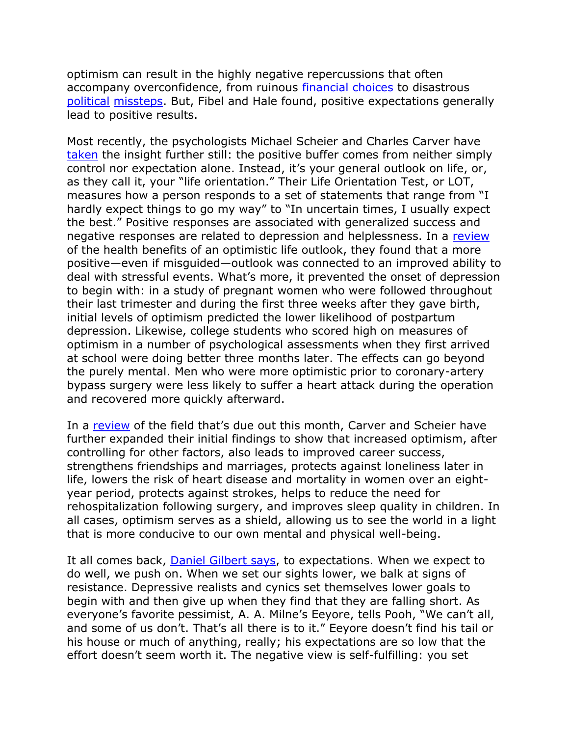optimism can result in the highly negative repercussions that often accompany overconfidence, from ruinous [financial](#) [choices](#) to disastrous [political](#) [missteps](#). But, Fibel and Hale found, positive expectations generally lead to positive results.

Most recently, the psychologists Michael Scheier and Charles Carver have [taken](#) the insight further still: the positive buffer comes from neither simply control nor expectation alone. Instead, it's your general outlook on life, or, as they call it, your "life orientation." Their Life Orientation Test, or LOT, measures how a person responds to a set of statements that range from "I hardly expect things to go my way" to "In uncertain times, I usually expect the best." Positive responses are associated with generalized success and negative responses are related to depression and helplessness. In a [review](#) of the health benefits of an optimistic life outlook, they found that a more positive—even if misguided—outlook was connected to an improved ability to deal with stressful events. What's more, it prevented the onset of depression to begin with: in a study of pregnant women who were followed throughout their last trimester and during the first three weeks after they gave birth, initial levels of optimism predicted the lower likelihood of postpartum depression. Likewise, college students who scored high on measures of optimism in a number of psychological assessments when they first arrived at school were doing better three months later. The effects can go beyond the purely mental. Men who were more optimistic prior to coronary-artery bypass surgery were less likely to suffer a heart attack during the operation and recovered more quickly afterward.

In a [review](#) of the field that's due out this month, Carver and Scheier have further expanded their initial findings to show that increased optimism, after controlling for other factors, also leads to improved career success, strengthens friendships and marriages, protects against loneliness later in life, lowers the risk of heart disease and mortality in women over an eight-year period, protects against strokes, helps to reduce the need for rehospitalization following surgery, and improves sleep quality in children. In all cases, optimism serves as a shield, allowing us to see the world in a light that is more conducive to our own mental and physical well-being.

It all comes back, [Daniel Gilbert says](#), to expectations. When we expect to do well, we push on. When we set our sights lower, we balk at signs of resistance. Depressive realists and cynics set themselves lower goals to begin with and then give up when they find that they are falling short. As everyone's favorite pessimist, A. A. Milne's Eeyore, tells Pooh, "We can't all, and some of us don't. That's all there is to it." Eeyore doesn't find his tail or his house or much of anything, really; his expectations are so low that the effort doesn't seem worth it. The negative view is self-fulfilling: you set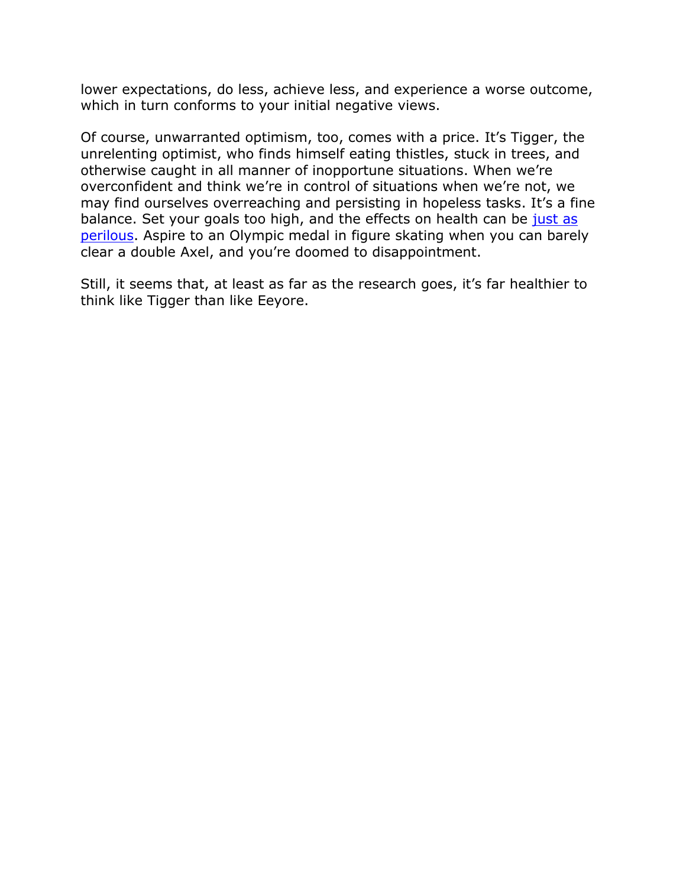lower expectations, do less, achieve less, and experience a worse outcome, which in turn conforms to your initial negative views.

Of course, unwarranted optimism, too, comes with a price. It's Tigger, the unrelenting optimist, who finds himself eating thistles, stuck in trees, and otherwise caught in all manner of inopportune situations. When we're overconfident and think we're in control of situations when we're not, we may find ourselves overreaching and persisting in hopeless tasks. It's a fine balance. Set your goals too high, and the effects on health can be just as perilous. Aspire to an Olympic medal in figure skating when you can barely clear a double Axel, and you're doomed to disappointment.

Still, it seems that, at least as far as the research goes, it's far healthier to think like Tigger than like Eeyore.